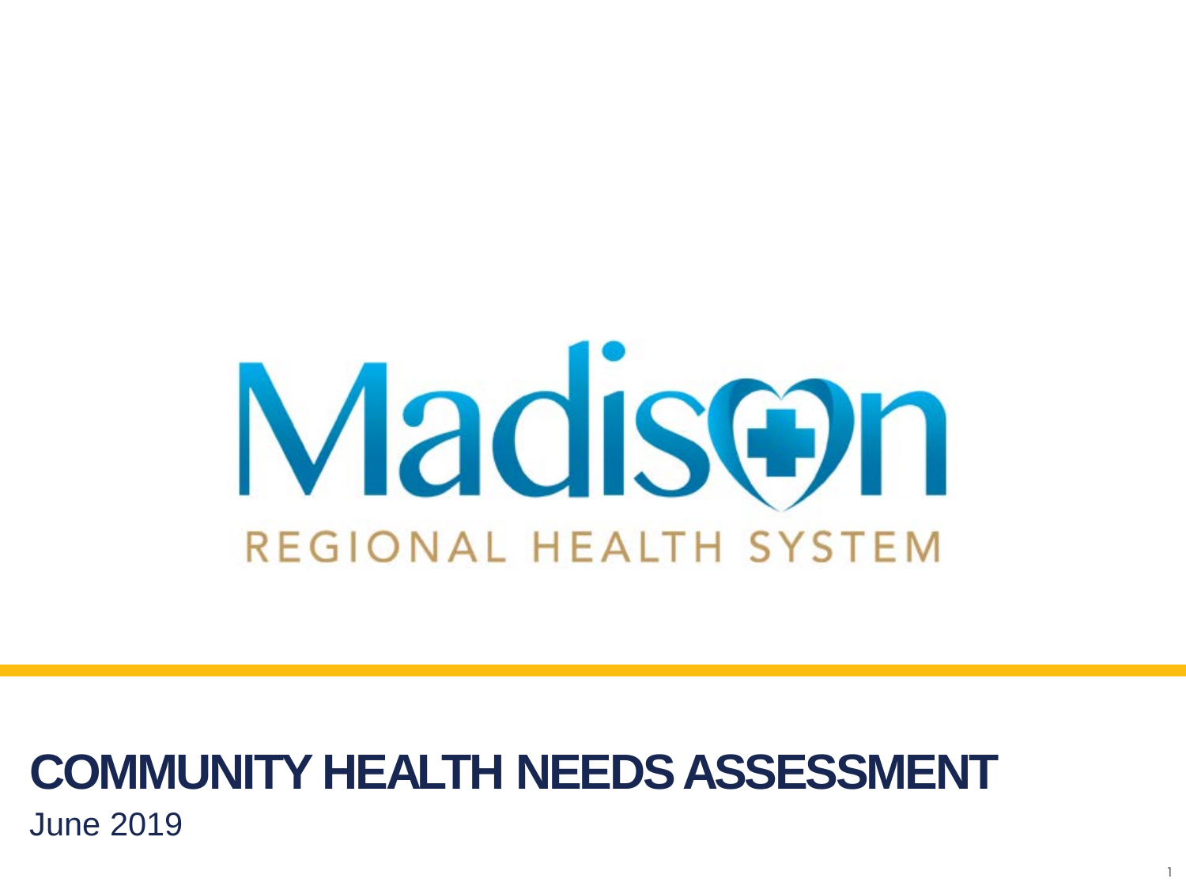Madison

REGIONAL HEALTH SYSTEM

# COMMUNITY HEALTH NEEDS ASSESSMENT

June 2019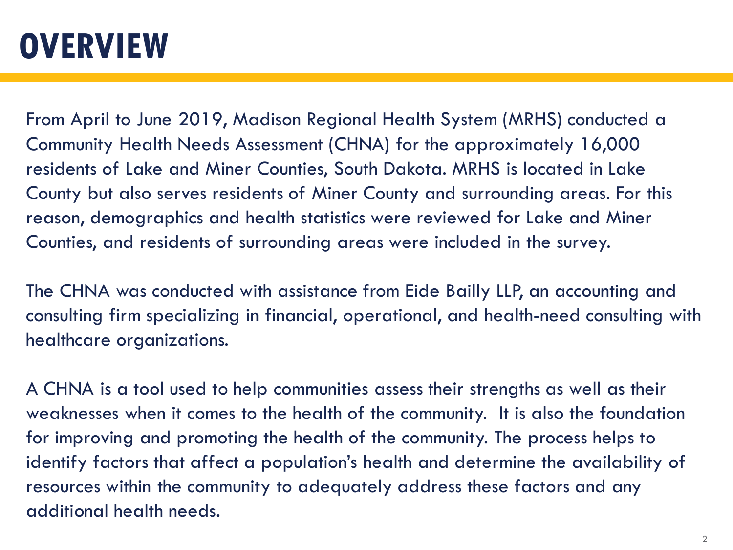# OVERVIEW

From April to June 2019, Madison Regional Health System (MRHS) conducted a Community Health Needs Assessment (CHNA) for the approximately 16,000 residents of Lake and Miner Counties, South Dakota. MRHS is located in Lake County but also serves residents of Miner County and surrounding areas. For this reason, demographics and health statistics were reviewed for Lake and Miner Counties, and residents of surrounding areas were included in the survey.

The CHNA was conducted with assistance from Eide Bailly LLP, an accounting and consulting firm specializing in financial, operational, and health-need consulting with healthcare organizations.

A CHNA is a tool used to help communities assess their strengths as well as their weaknesses when it comes to the health of the community. It is also the foundation for improving and promoting the health of the community. The process helps to identify factors that affect a population's health and determine the availability of resources within the community to adequately address these factors and any additional health needs.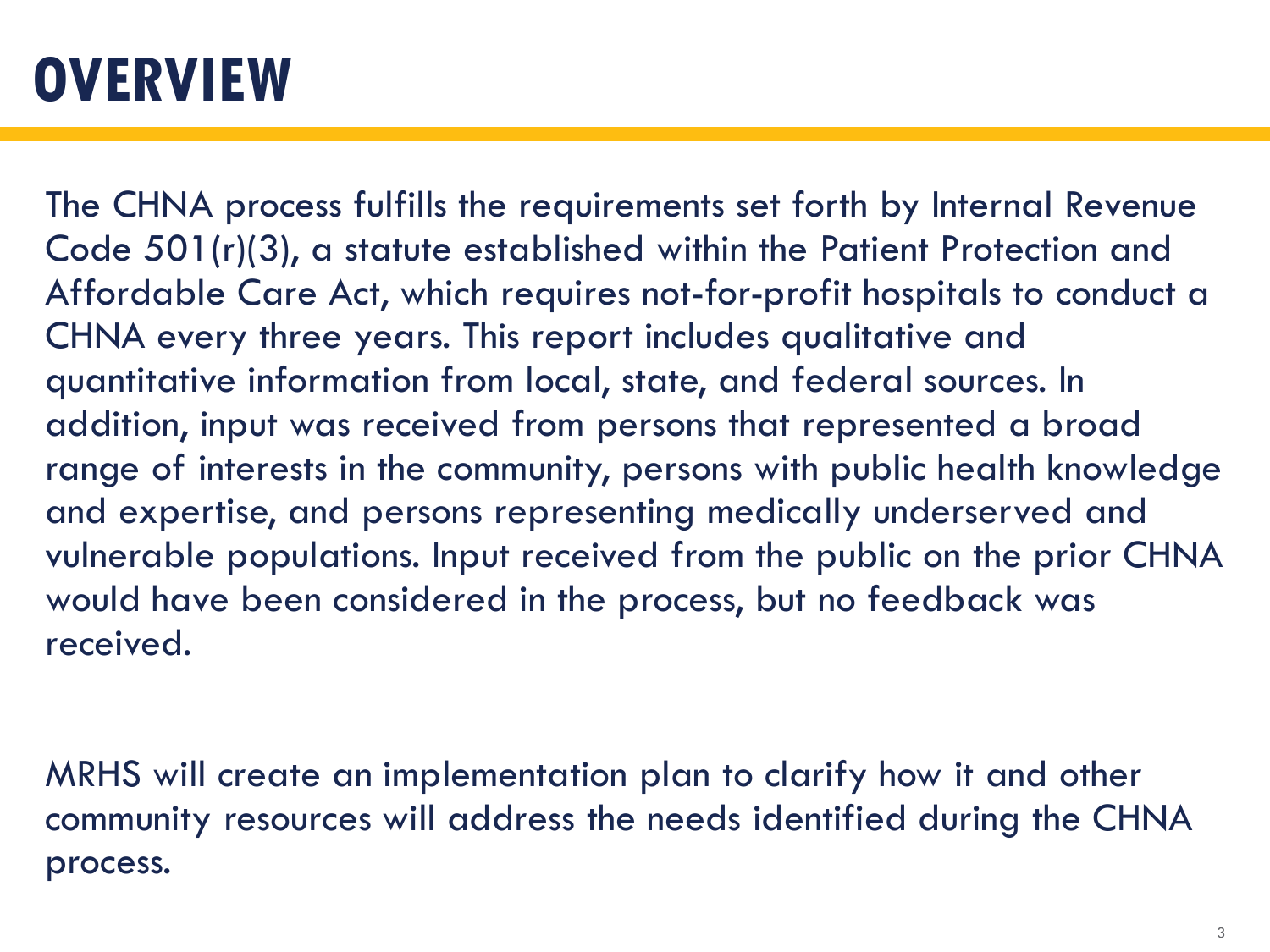# OVERVIEW

The CHNA process fulfills the requirements set forth by Internal Revenue Code 501(r)(3), a statute established within the Patient Protection and Affordable Care Act, which requires not-for-profit hospitals to conduct a CHNA every three years. This report includes qualitative and quantitative information from local, state, and federal sources. In addition, input was received from persons that represented a broad range of interests in the community, persons with public health knowledge and expertise, and persons representing medically underserved and vulnerable populations. Input received from the public on the prior CHNA would have been considered in the process, but no feedback was received.

MRHS will create an implementation plan to clarify how it and other community resources will address the needs identified during the CHNA process.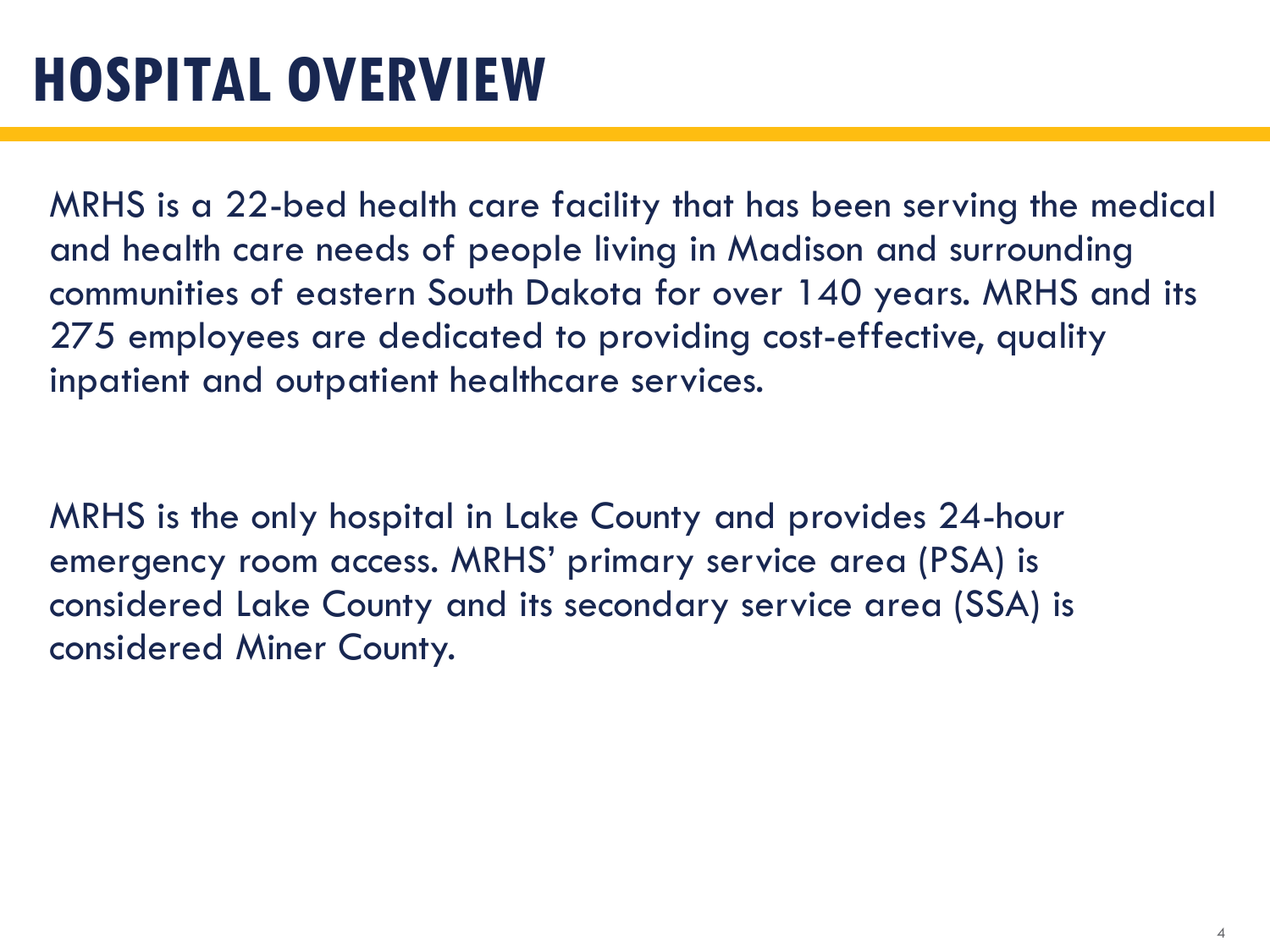# HOSPITAL OVERVIEW

MRHS is a 22-bed health care facility that has been serving the medical and health care needs of people living in Madison and surrounding communities of eastern South Dakota for over 140 years. MRHS and its 275 employees are dedicated to providing cost-effective, quality inpatient and outpatient healthcare services.

MRHS is the only hospital in Lake County and provides 24-hour emergency room access. MRHS' primary service area (PSA) is considered Lake County and its secondary service area (SSA) is considered Miner County.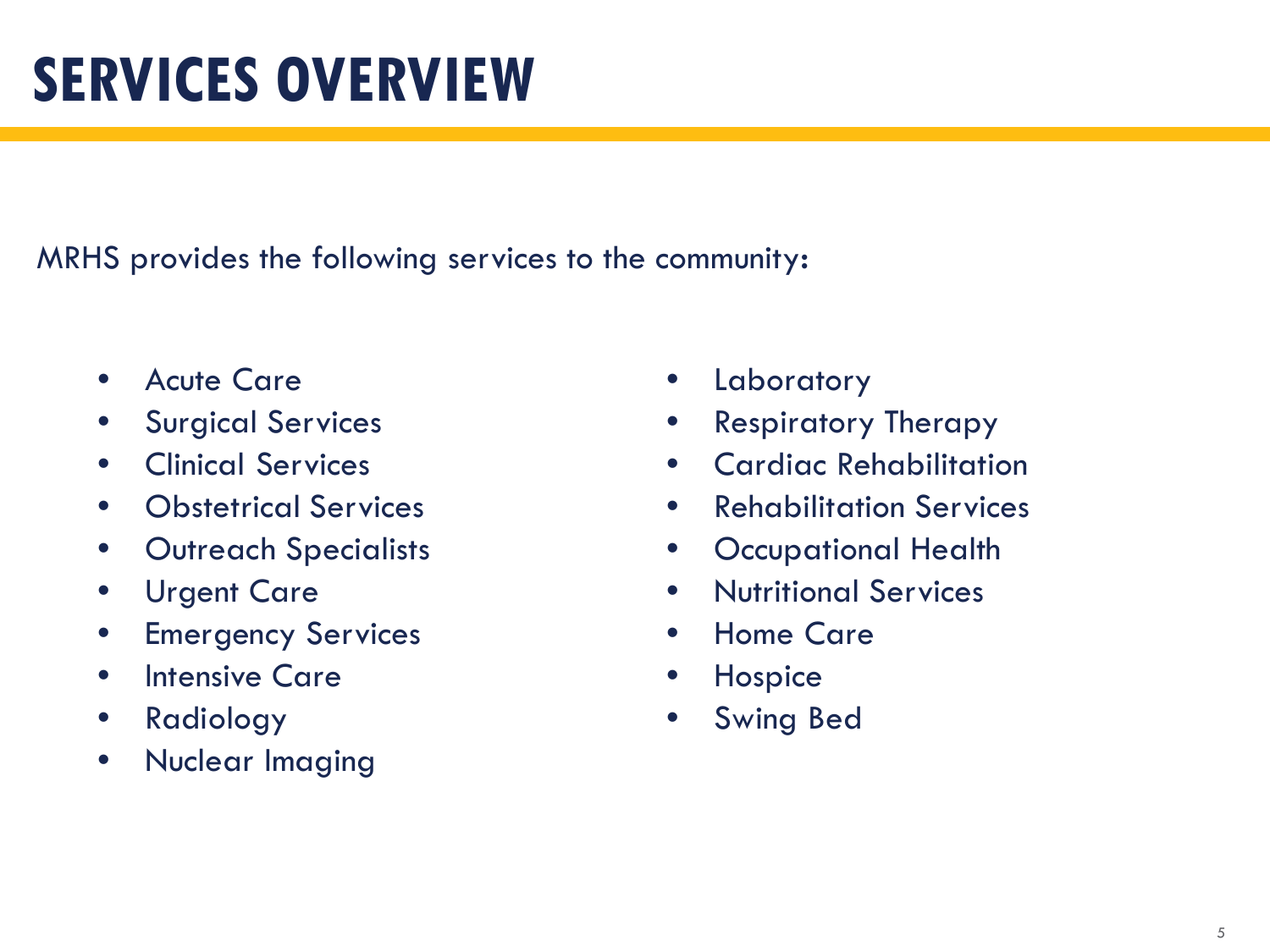# SERVICES OVERVIEW

MRHS provides the following services to the community:

- Acute Care
- Surgical Services
- Clinical Services
- Obstetrical Services
- Outreach Specialists
- Urgent Care
- Emergency Services
- Intensive Care
- Radiology
- Nuclear Imaging
- Laboratory
- Respiratory Therapy
- Cardiac Rehabilitation
- Rehabilitation Services
- Occupational Health
- Nutritional Services
- Home Care
- Hospice
- Swing Bed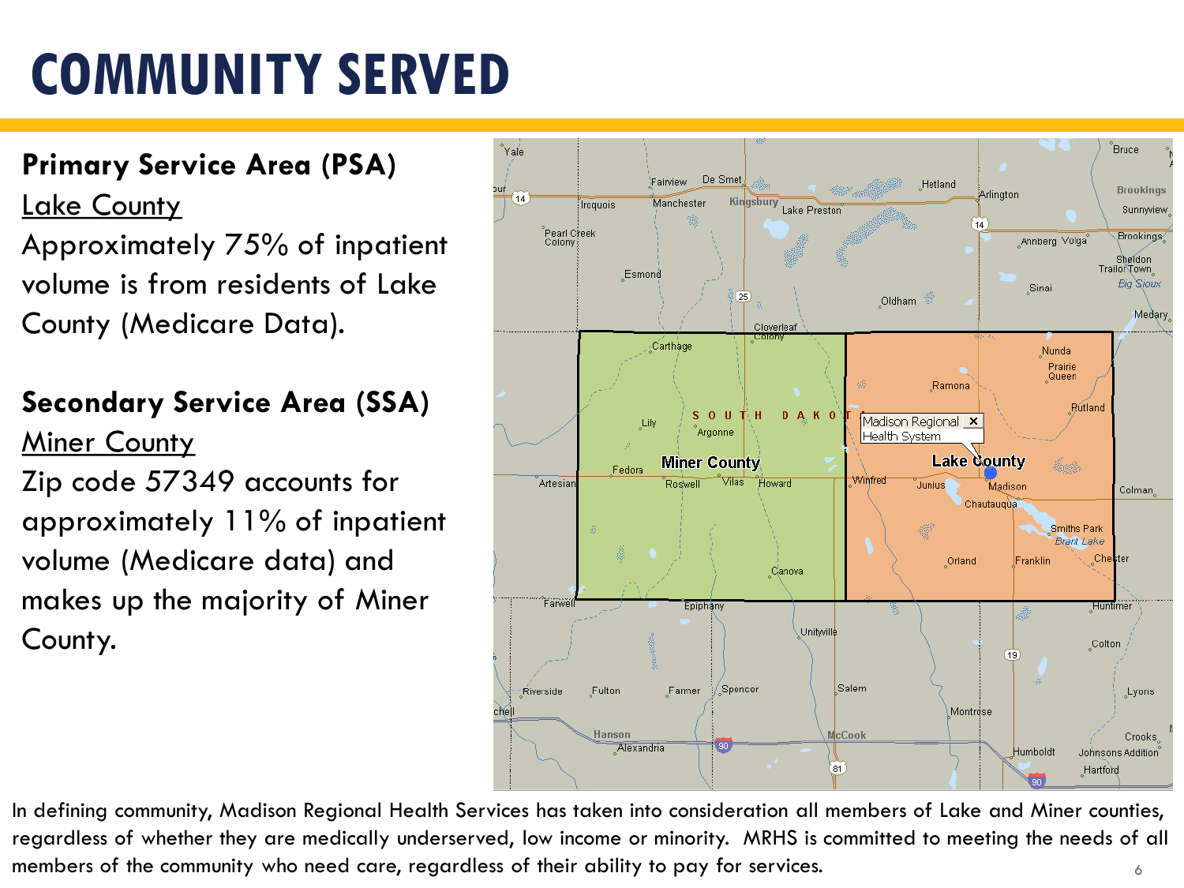# COMMUNITY SERVED

**Primary Service Area (PSA)**

Lake County

Approximately 75% of inpatient volume is from residents of Lake County (Medicare Data).

**Secondary Service Area (SSA)**

Miner County

Zip code 57349 accounts for approximately 11% of inpatient volume (Medicare data) and makes up the majority of Miner County.

In defining community, Madison Regional Health Services has taken into consideration all members of Lake and Miner counties, regardless of whether they are medically underserved, low income or minority. MRHS is committed to meeting the needs of all members of the community who need care, regardless of their ability to pay for services.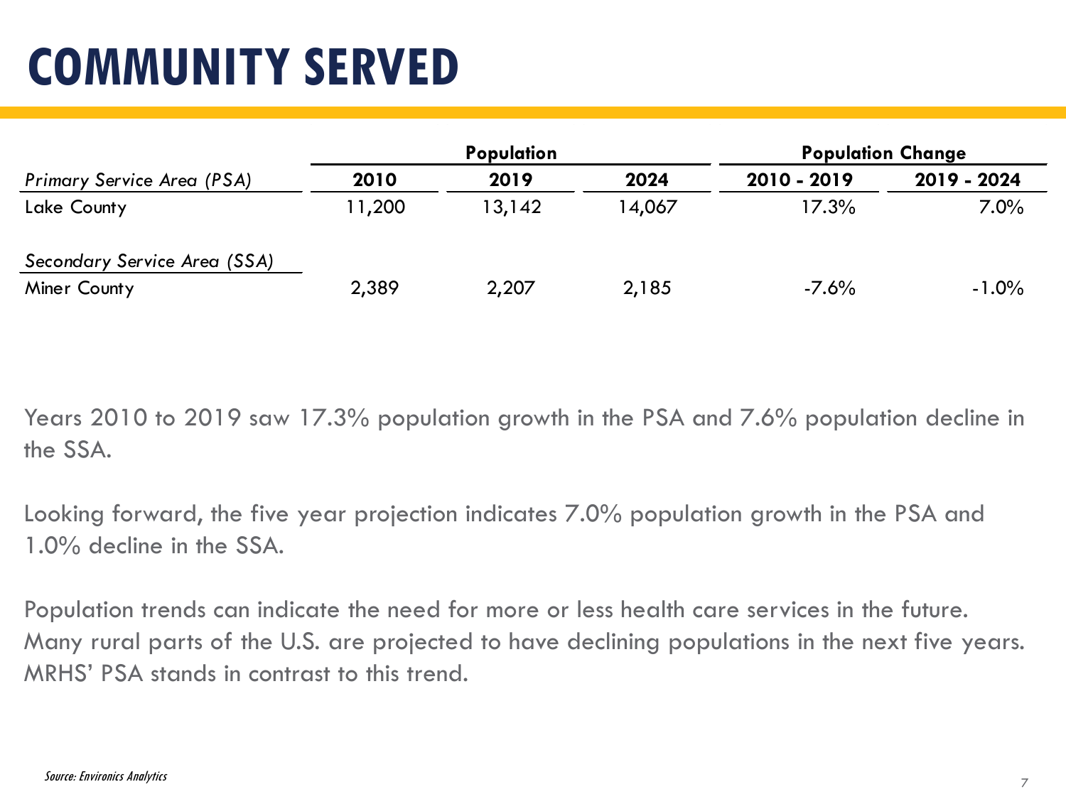# COMMUNITY SERVED

| | Population | | | Population Change | |
|---|---|---|---|---|---|
| *Primary Service Area (PSA)* | 2010 | 2019 | 2024 | 2010 - 2019 | 2019 - 2024 |
| Lake County | 11,200 | 13,142 | 14,067 | 17.3% | 7.0% |
| *Secondary Service Area (SSA)* | | | | | |
| Miner County | 2,389 | 2,207 | 2,185 | -7.6% | -1.0% |

Years 2010 to 2019 saw 17.3% population growth in the PSA and 7.6% population decline in the SSA.

Looking forward, the five year projection indicates 7.0% population growth in the PSA and 1.0% decline in the SSA.

Population trends can indicate the need for more or less health care services in the future. Many rural parts of the U.S. are projected to have declining populations in the next five years. MRHS' PSA stands in contrast to this trend.

*Source: Environics Analytics*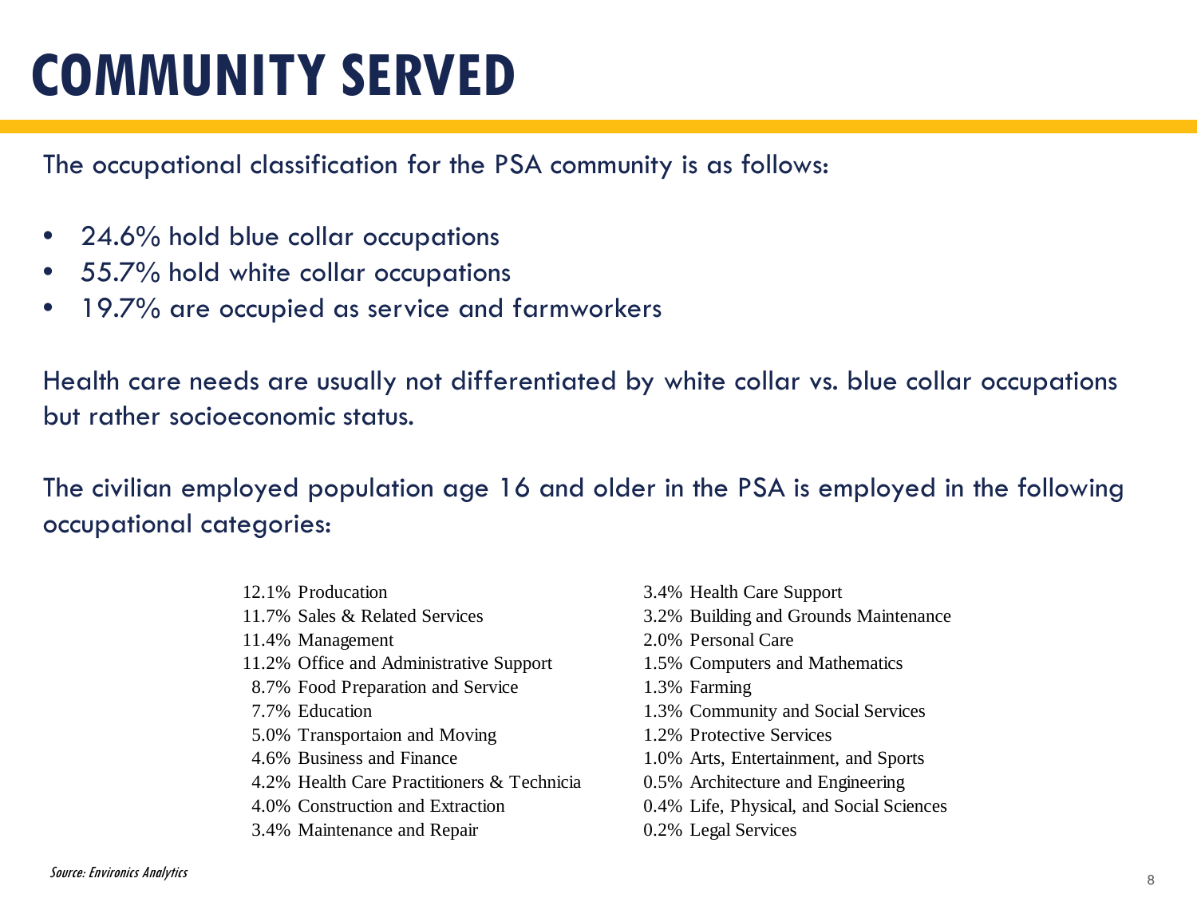# COMMUNITY SERVED

The occupational classification for the PSA community is as follows:

- 24.6% hold blue collar occupations
- 55.7% hold white collar occupations
- 19.7% are occupied as service and farmworkers

Health care needs are usually not differentiated by white collar vs. blue collar occupations but rather socioeconomic status.

The civilian employed population age 16 and older in the PSA is employed in the following occupational categories:

12.1% Producation
11.7% Sales & Related Services
11.4% Management
11.2% Office and Administrative Support
8.7% Food Preparation and Service
7.7% Education
5.0% Transportaion and Moving
4.6% Business and Finance
4.2% Health Care Practitioners & Technicia
4.0% Construction and Extraction
3.4% Maintenance and Repair
3.4% Health Care Support
3.2% Building and Grounds Maintenance
2.0% Personal Care
1.5% Computers and Mathematics
1.3% Farming
1.3% Community and Social Services
1.2% Protective Services
1.0% Arts, Entertainment, and Sports
0.5% Architecture and Engineering
0.4% Life, Physical, and Social Sciences
0.2% Legal Services

*Source: Environics Analytics*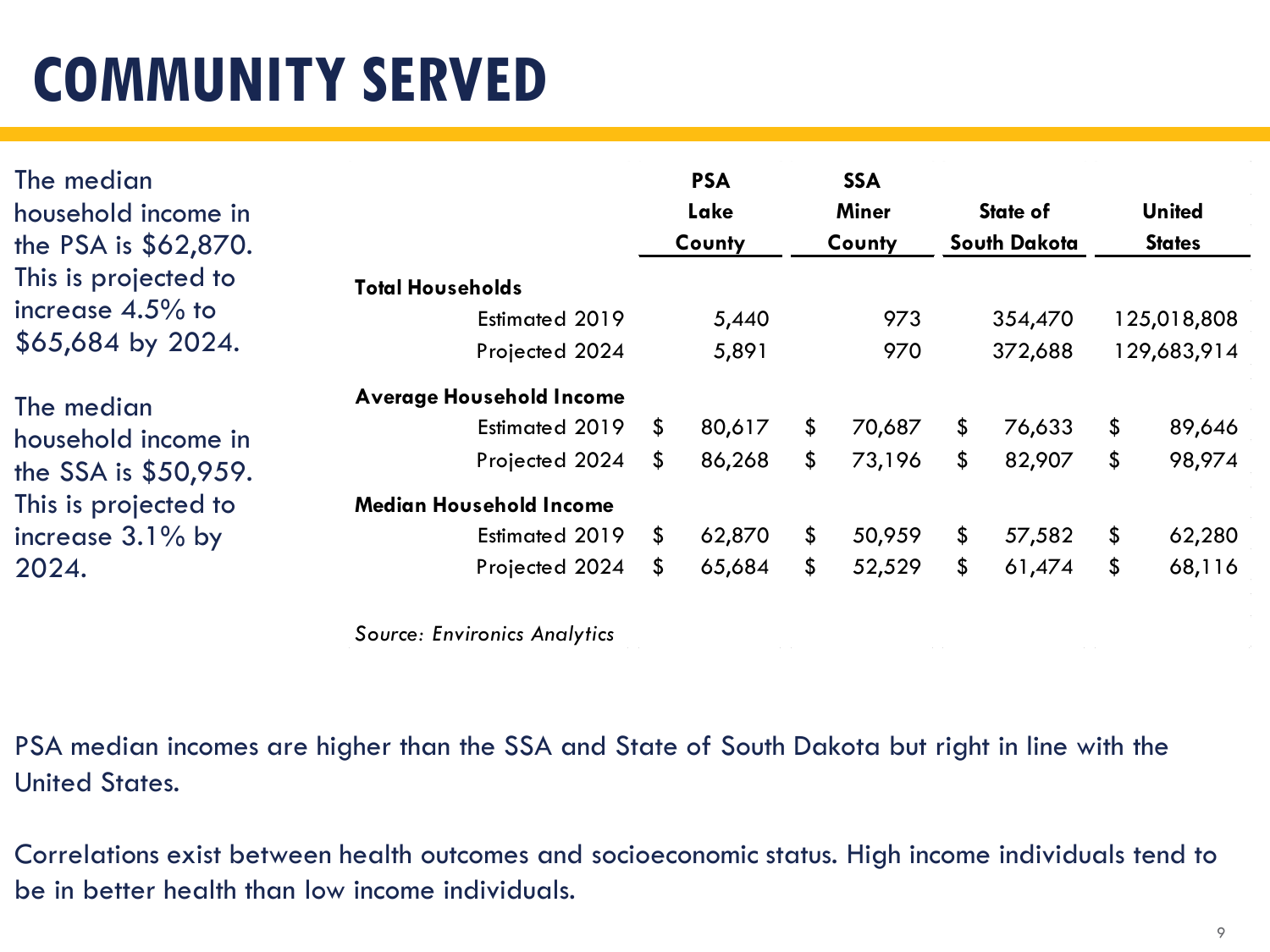# COMMUNITY SERVED

The median household income in the PSA is $62,870. This is projected to increase 4.5% to $65,684 by 2024.

The median household income in the SSA is $50,959. This is projected to increase 3.1% by 2024.

| | PSA Lake County | SSA Miner County | State of South Dakota | United States |
|---|---|---|---|---|
| **Total Households** | | | | |
| Estimated 2019 | 5,440 | 973 | 354,470 | 125,018,808 |
| Projected 2024 | 5,891 | 970 | 372,688 | 129,683,914 |
| **Average Household Income** | | | | |
| Estimated 2019 | $ 80,617 | $ 70,687 | $ 76,633 | $ 89,646 |
| Projected 2024 | $ 86,268 | $ 73,196 | $ 82,907 | $ 98,974 |
| **Median Household Income** | | | | |
| Estimated 2019 | $ 62,870 | $ 50,959 | $ 57,582 | $ 62,280 |
| Projected 2024 | $ 65,684 | $ 52,529 | $ 61,474 | $ 68,116 |

*Source: Environics Analytics*

PSA median incomes are higher than the SSA and State of South Dakota but right in line with the United States.

Correlations exist between health outcomes and socioeconomic status. High income individuals tend to be in better health than low income individuals.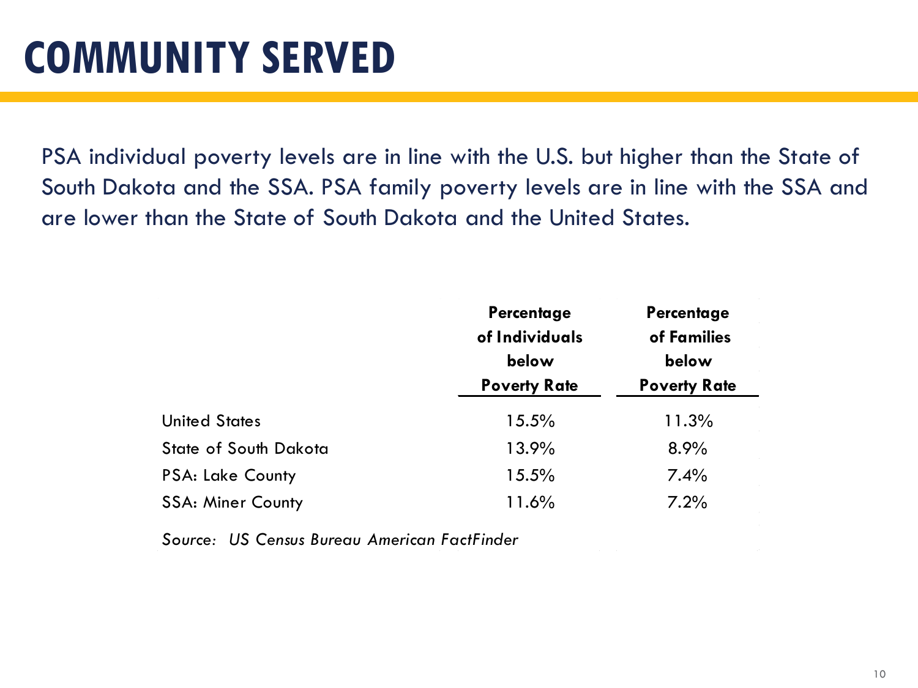# COMMUNITY SERVED

PSA individual poverty levels are in line with the U.S. but higher than the State of South Dakota and the SSA. PSA family poverty levels are in line with the SSA and are lower than the State of South Dakota and the United States.

| | **Percentage of Individuals below Poverty Rate** | **Percentage of Families below Poverty Rate** |
|---|---|---|
| United States | 15.5% | 11.3% |
| State of South Dakota | 13.9% | 8.9% |
| PSA: Lake County | 15.5% | 7.4% |
| SSA: Miner County | 11.6% | 7.2% |

*Source: US Census Bureau American FactFinder*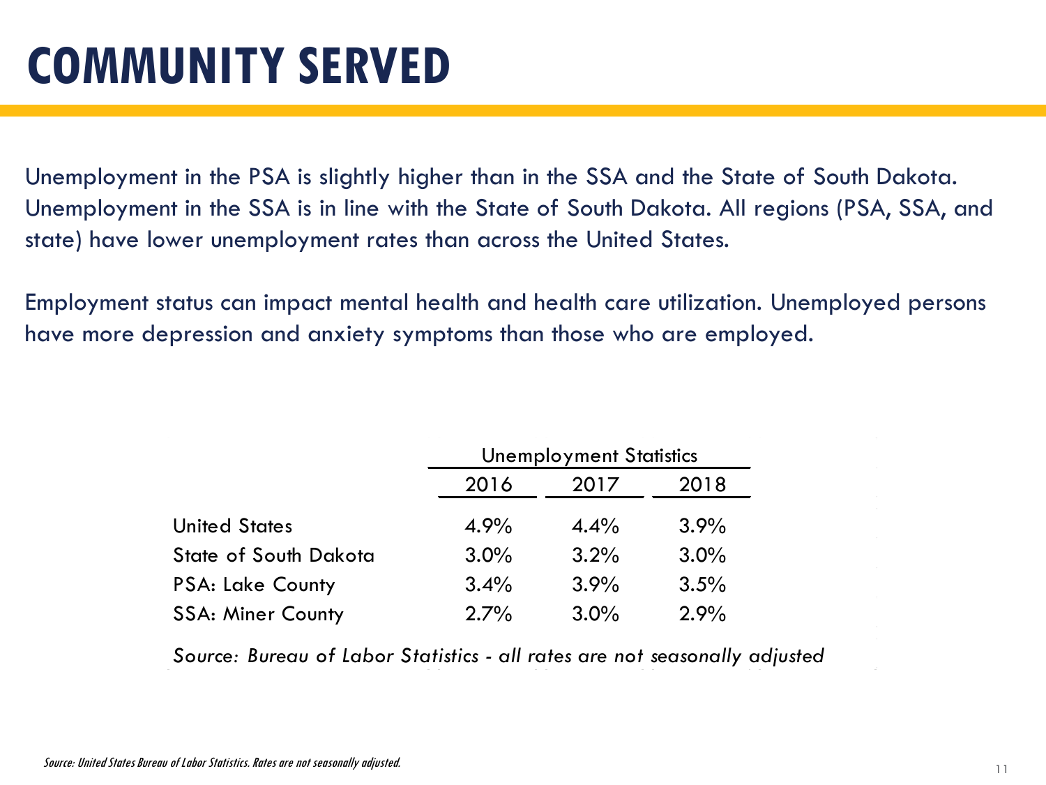# COMMUNITY SERVED

Unemployment in the PSA is slightly higher than in the SSA and the State of South Dakota. Unemployment in the SSA is in line with the State of South Dakota. All regions (PSA, SSA, and state) have lower unemployment rates than across the United States.

Employment status can impact mental health and health care utilization. Unemployed persons have more depression and anxiety symptoms than those who are employed.

| | Unemployment Statistics | | |
|---|---|---|---|
| | 2016 | 2017 | 2018 |
| United States | 4.9% | 4.4% | 3.9% |
| State of South Dakota | 3.0% | 3.2% | 3.0% |
| PSA: Lake County | 3.4% | 3.9% | 3.5% |
| SSA: Miner County | 2.7% | 3.0% | 2.9% |

*Source: Bureau of Labor Statistics - all rates are not seasonally adjusted*

*Source: United States Bureau of Labor Statistics. Rates are not seasonally adjusted.*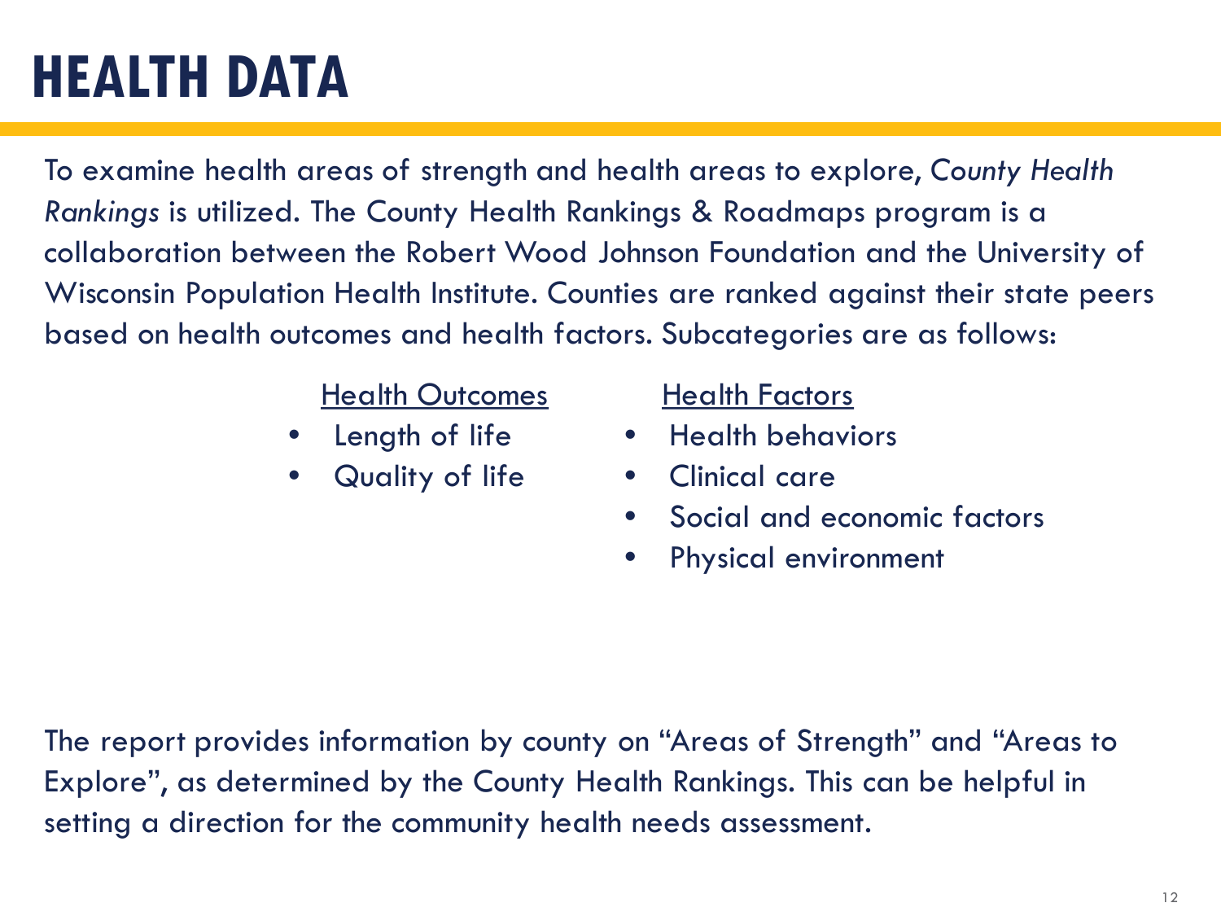# HEALTH DATA

To examine health areas of strength and health areas to explore, *County Health Rankings* is utilized. The County Health Rankings & Roadmaps program is a collaboration between the Robert Wood Johnson Foundation and the University of Wisconsin Population Health Institute. Counties are ranked against their state peers based on health outcomes and health factors. Subcategories are as follows:

<u>Health Outcomes</u>

- Length of life
- Quality of life

<u>Health Factors</u>

- Health behaviors
- Clinical care
- Social and economic factors
- Physical environment

The report provides information by county on "Areas of Strength" and "Areas to Explore", as determined by the County Health Rankings. This can be helpful in setting a direction for the community health needs assessment.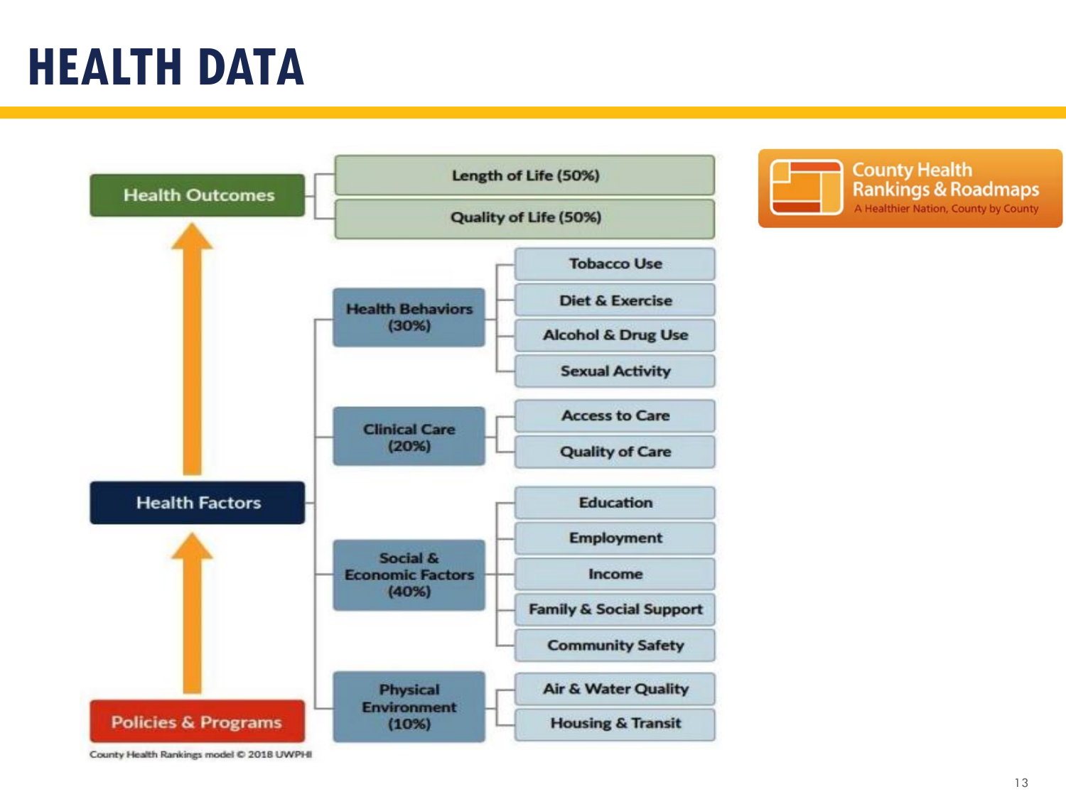# HEALTH DATA

- **Health Outcomes**
  - Length of Life (50%)
  - Quality of Life (50%)
- **Health Factors**
  - Health Behaviors (30%)
    - Tobacco Use
    - Diet & Exercise
    - Alcohol & Drug Use
    - Sexual Activity
  - Clinical Care (20%)
    - Access to Care
    - Quality of Care
  - Social & Economic Factors (40%)
    - Education
    - Employment
    - Income
    - Family & Social Support
    - Community Safety
  - Physical Environment (10%)
    - Air & Water Quality
    - Housing & Transit
- **Policies & Programs**

County Health Rankings model © 2018 UWPHI

County Health Rankings & Roadmaps
A Healthier Nation, County by County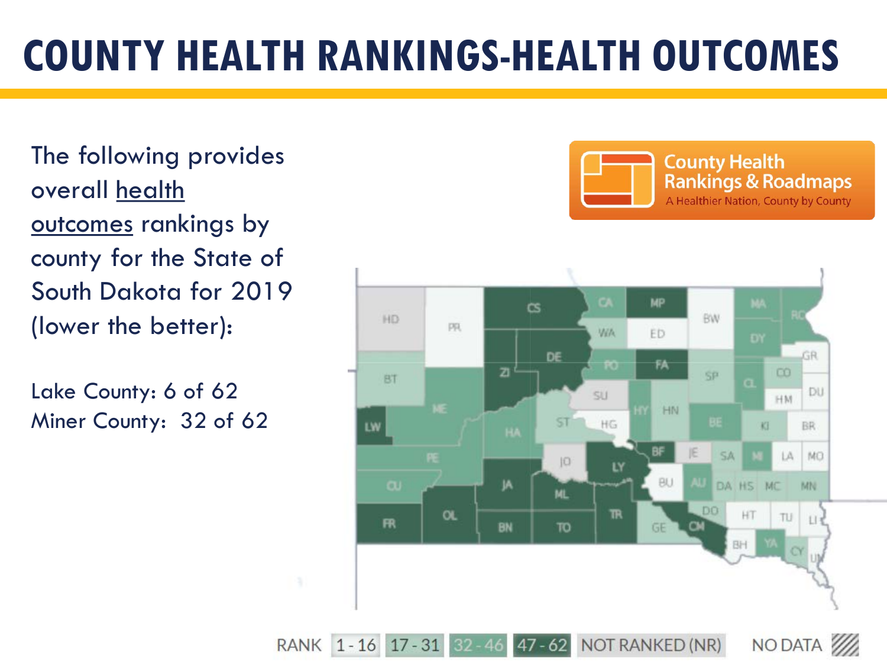# COUNTY HEALTH RANKINGS-HEALTH OUTCOMES

The following provides overall health outcomes rankings by county for the State of South Dakota for 2019 (lower the better):

Lake County: 6 of 62
Miner County: 32 of 62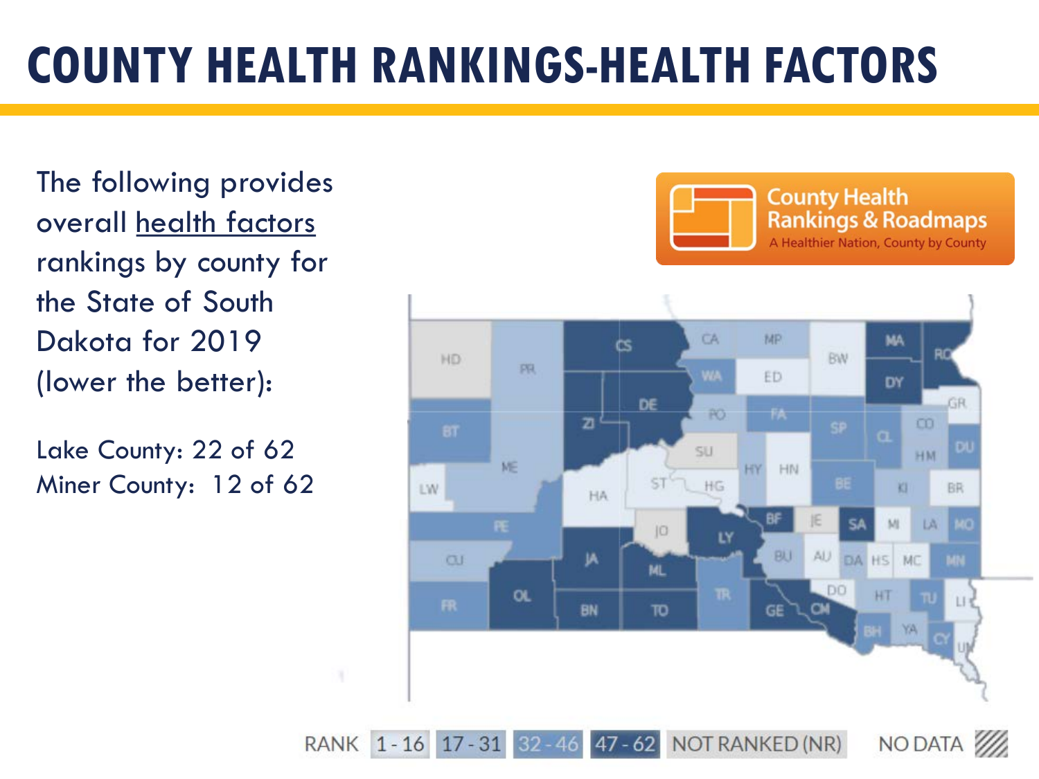# COUNTY HEALTH RANKINGS-HEALTH FACTORS

The following provides overall health factors rankings by county for the State of South Dakota for 2019 (lower the better):

Lake County: 22 of 62
Miner County: 12 of 62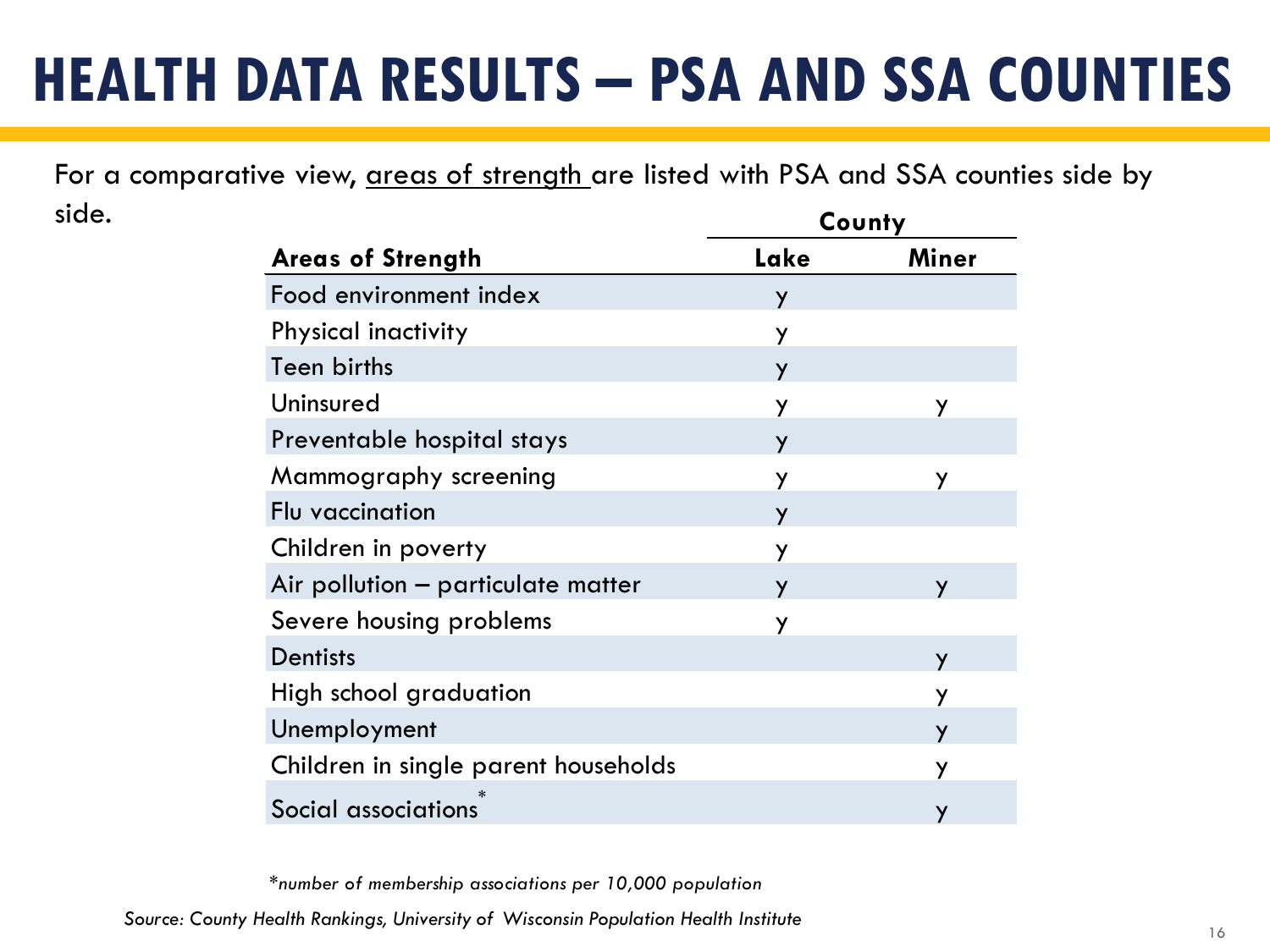# HEALTH DATA RESULTS – PSA AND SSA COUNTIES

For a comparative view, areas of strength are listed with PSA and SSA counties side by side.

| | County | |
|---|---|---|
| **Areas of Strength** | **Lake** | **Miner** |
| Food environment index | y | |
| Physical inactivity | y | |
| Teen births | y | |
| Uninsured | y | y |
| Preventable hospital stays | y | |
| Mammography screening | y | y |
| Flu vaccination | y | |
| Children in poverty | y | |
| Air pollution – particulate matter | y | y |
| Severe housing problems | y | |
| Dentists | | y |
| High school graduation | | y |
| Unemployment | | y |
| Children in single parent households | | y |
| Social associations* | | y |

*\*number of membership associations per 10,000 population*

*Source: County Health Rankings, University of Wisconsin Population Health Institute*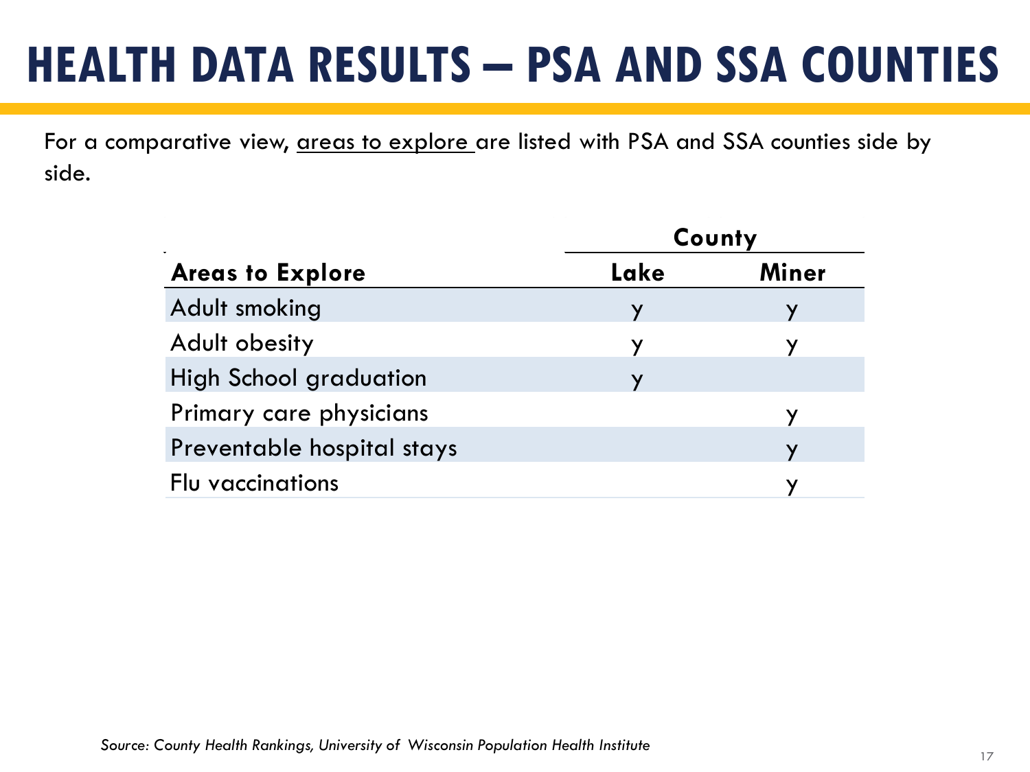# HEALTH DATA RESULTS – PSA AND SSA COUNTIES

For a comparative view, areas to explore are listed with PSA and SSA counties side by side.

| | County | |
|---|---|---|
| **Areas to Explore** | **Lake** | **Miner** |
| Adult smoking | y | y |
| Adult obesity | y | y |
| High School graduation | y | |
| Primary care physicians | | y |
| Preventable hospital stays | | y |
| Flu vaccinations | | y |

*Source: County Health Rankings, University of Wisconsin Population Health Institute*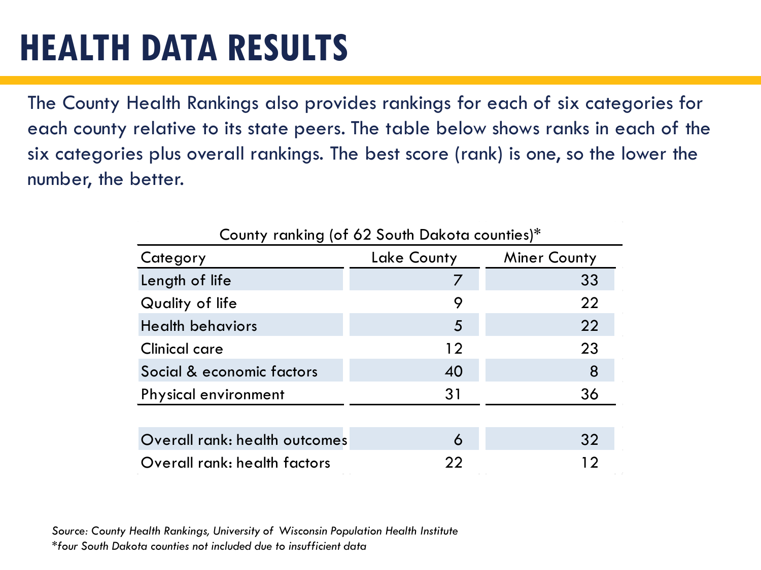# HEALTH DATA RESULTS

The County Health Rankings also provides rankings for each of six categories for each county relative to its state peers. The table below shows ranks in each of the six categories plus overall rankings. The best score (rank) is one, so the lower the number, the better.

County ranking (of 62 South Dakota counties)*

| Category | Lake County | Miner County |
|---|---|---|
| Length of life | 7 | 33 |
| Quality of life | 9 | 22 |
| Health behaviors | 5 | 22 |
| Clinical care | 12 | 23 |
| Social & economic factors | 40 | 8 |
| Physical environment | 31 | 36 |
| | | |
| Overall rank: health outcomes | 6 | 32 |
| Overall rank: health factors | 22 | 12 |

*Source: County Health Rankings, University of Wisconsin Population Health Institute*

**four South Dakota counties not included due to insufficient data*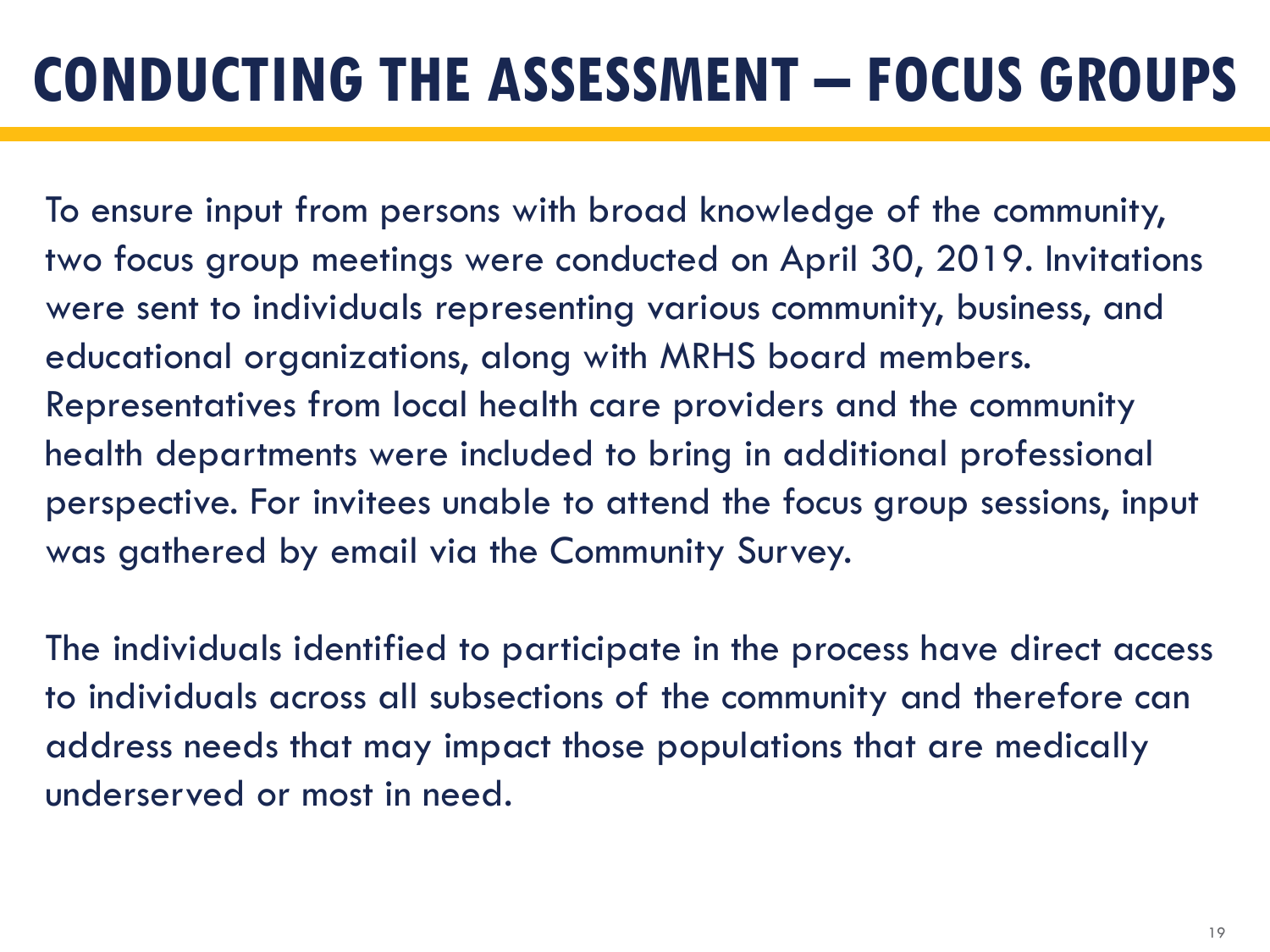# CONDUCTING THE ASSESSMENT – FOCUS GROUPS

To ensure input from persons with broad knowledge of the community, two focus group meetings were conducted on April 30, 2019. Invitations were sent to individuals representing various community, business, and educational organizations, along with MRHS board members. Representatives from local health care providers and the community health departments were included to bring in additional professional perspective. For invitees unable to attend the focus group sessions, input was gathered by email via the Community Survey.

The individuals identified to participate in the process have direct access to individuals across all subsections of the community and therefore can address needs that may impact those populations that are medically underserved or most in need.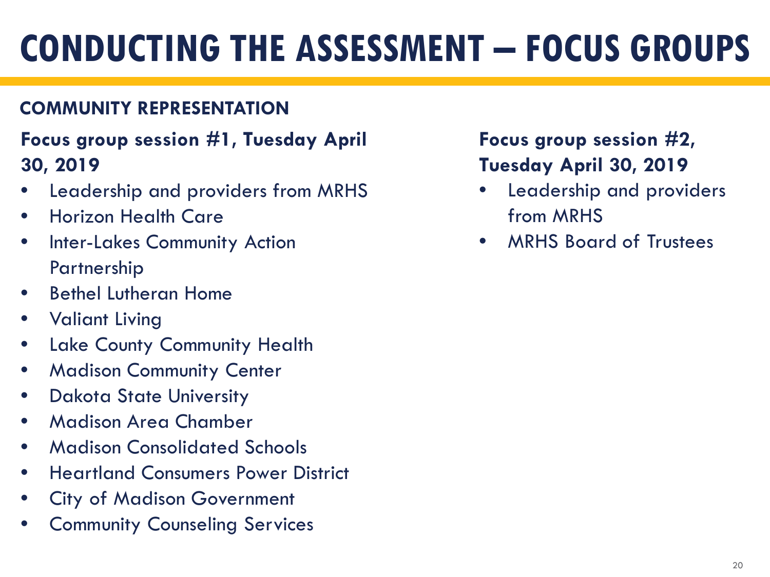# CONDUCTING THE ASSESSMENT – FOCUS GROUPS

## COMMUNITY REPRESENTATION

### Focus group session #1, Tuesday April 30, 2019

- Leadership and providers from MRHS
- Horizon Health Care
- Inter-Lakes Community Action Partnership
- Bethel Lutheran Home
- Valiant Living
- Lake County Community Health
- Madison Community Center
- Dakota State University
- Madison Area Chamber
- Madison Consolidated Schools
- Heartland Consumers Power District
- City of Madison Government
- Community Counseling Services

### Focus group session #2, Tuesday April 30, 2019

- Leadership and providers from MRHS
- MRHS Board of Trustees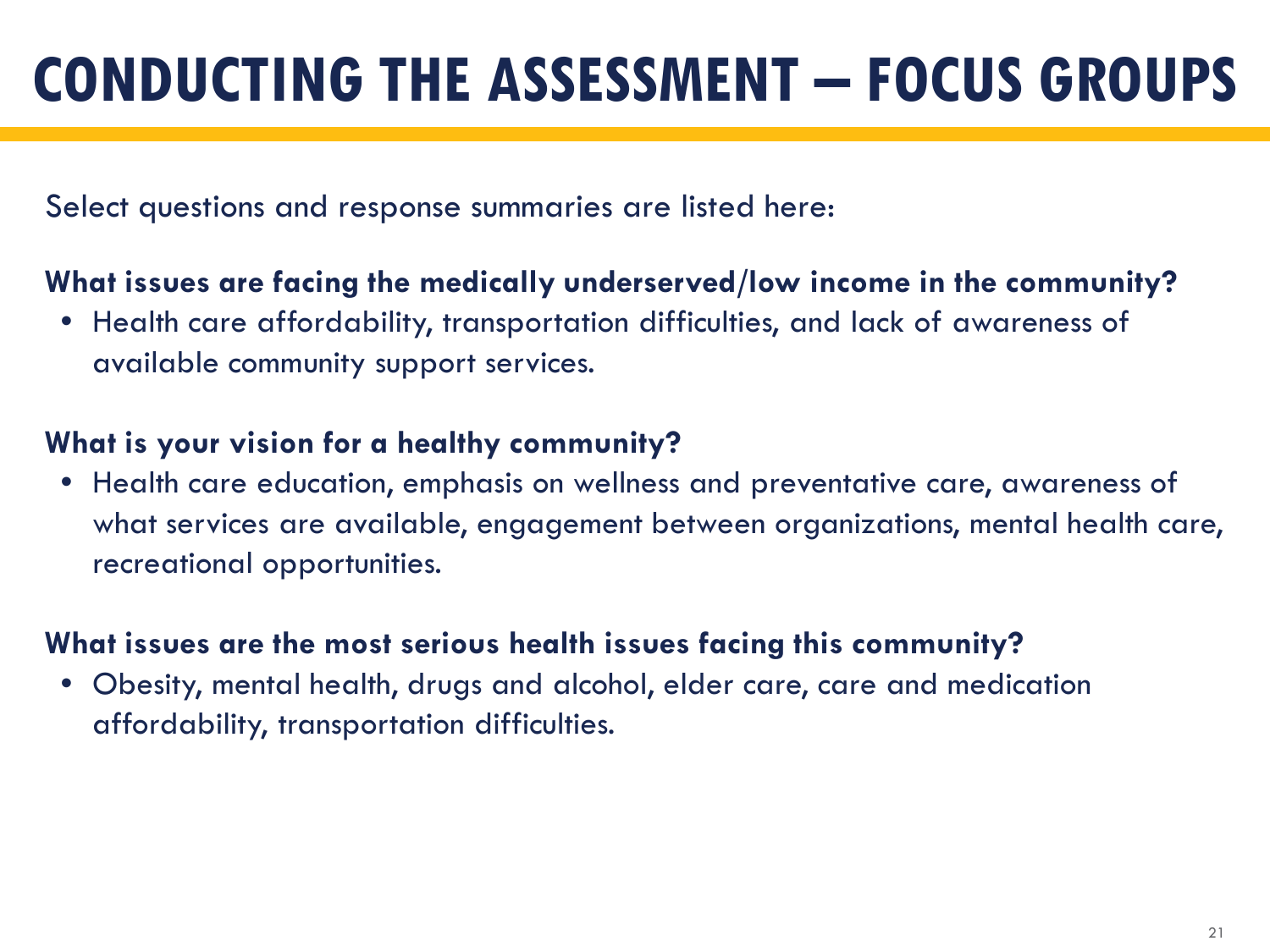# CONDUCTING THE ASSESSMENT – FOCUS GROUPS

Select questions and response summaries are listed here:

**What issues are facing the medically underserved/low income in the community?**

- Health care affordability, transportation difficulties, and lack of awareness of available community support services.

**What is your vision for a healthy community?**

- Health care education, emphasis on wellness and preventative care, awareness of what services are available, engagement between organizations, mental health care, recreational opportunities.

**What issues are the most serious health issues facing this community?**

- Obesity, mental health, drugs and alcohol, elder care, care and medication affordability, transportation difficulties.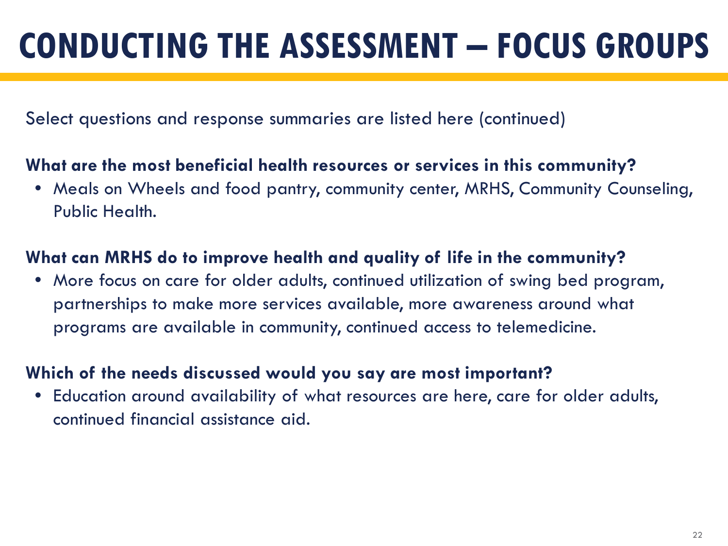# CONDUCTING THE ASSESSMENT – FOCUS GROUPS

Select questions and response summaries are listed here (continued)

**What are the most beneficial health resources or services in this community?**

- Meals on Wheels and food pantry, community center, MRHS, Community Counseling, Public Health.

**What can MRHS do to improve health and quality of life in the community?**

- More focus on care for older adults, continued utilization of swing bed program, partnerships to make more services available, more awareness around what programs are available in community, continued access to telemedicine.

**Which of the needs discussed would you say are most important?**

- Education around availability of what resources are here, care for older adults, continued financial assistance aid.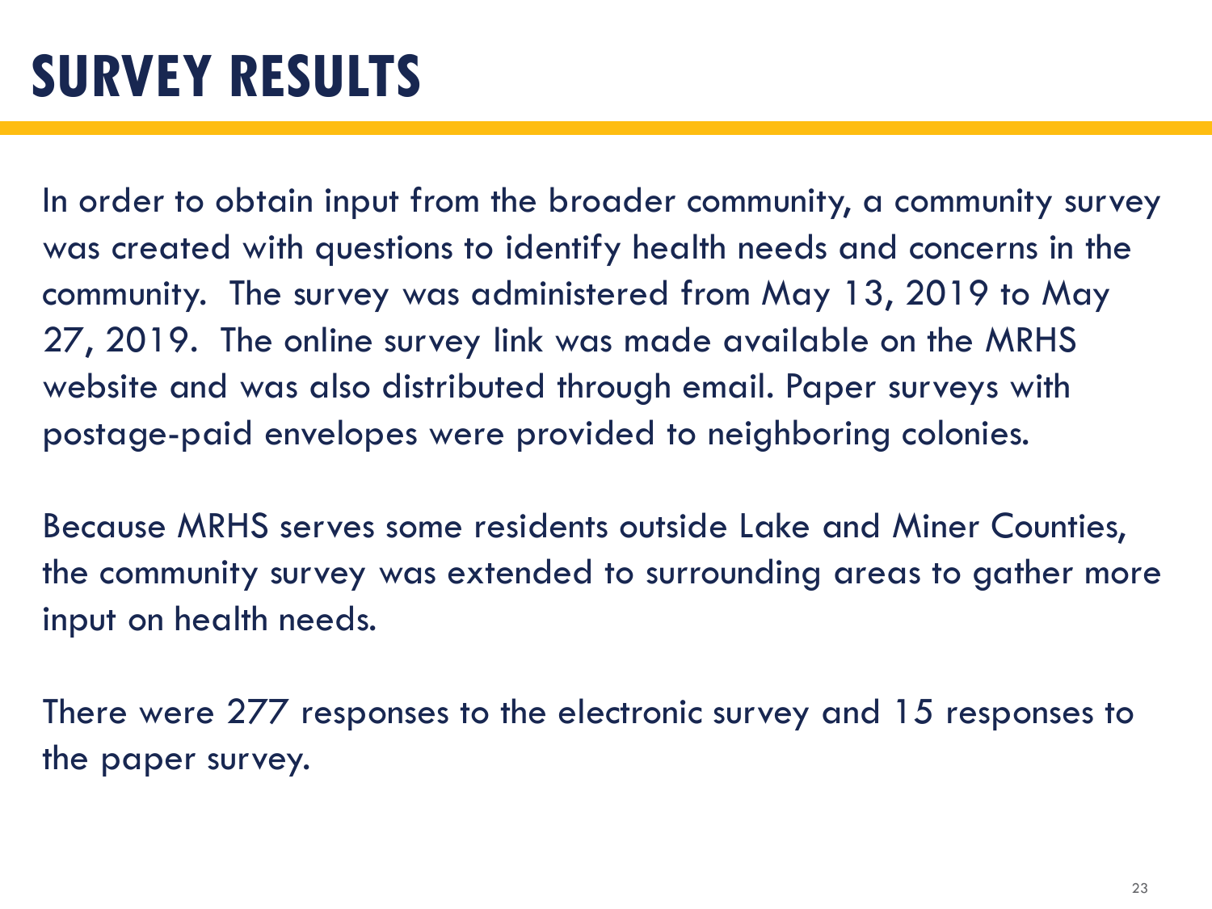# SURVEY RESULTS

In order to obtain input from the broader community, a community survey was created with questions to identify health needs and concerns in the community. The survey was administered from May 13, 2019 to May 27, 2019. The online survey link was made available on the MRHS website and was also distributed through email. Paper surveys with postage-paid envelopes were provided to neighboring colonies.

Because MRHS serves some residents outside Lake and Miner Counties, the community survey was extended to surrounding areas to gather more input on health needs.

There were 277 responses to the electronic survey and 15 responses to the paper survey.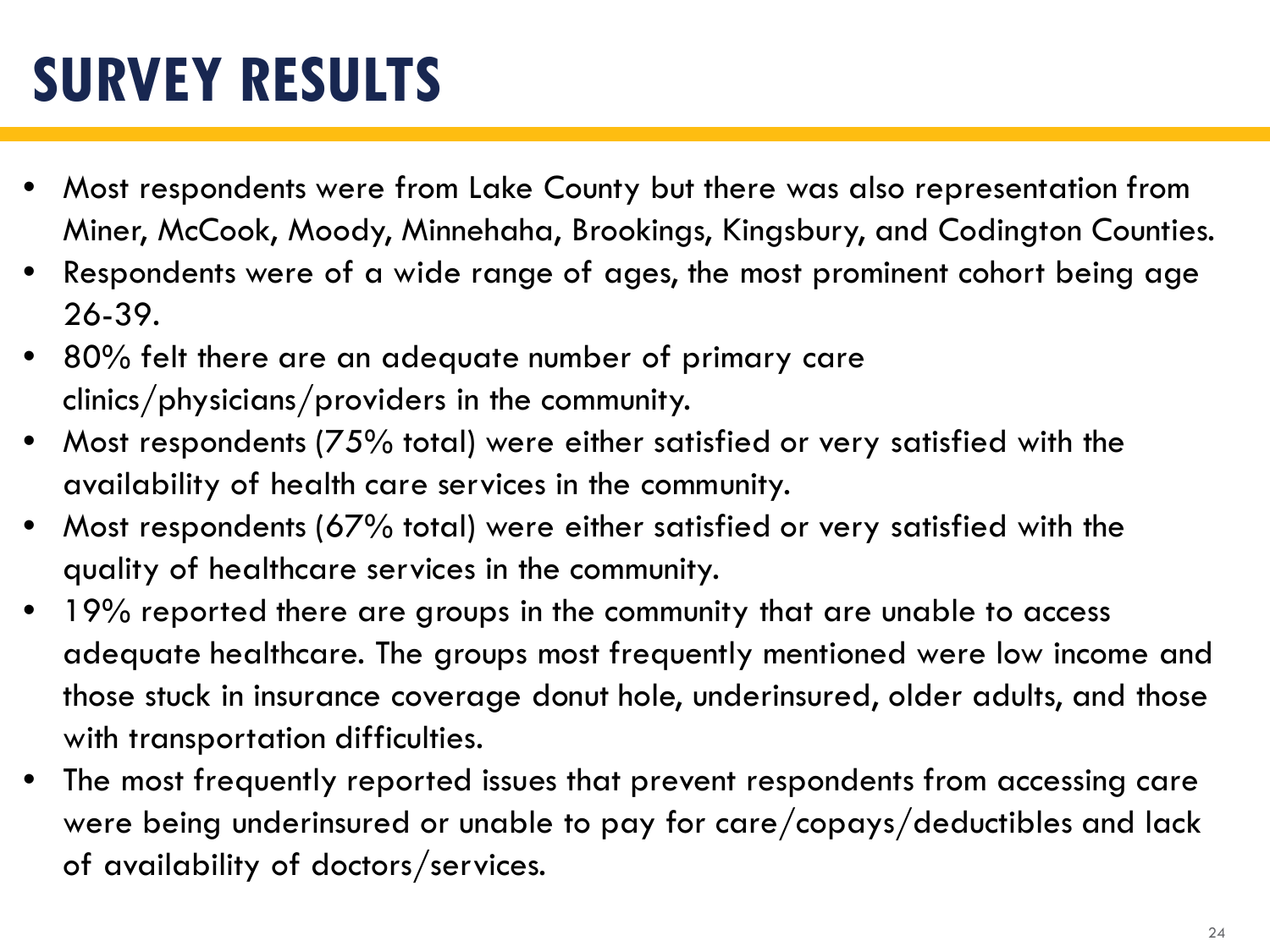# SURVEY RESULTS

- Most respondents were from Lake County but there was also representation from Miner, McCook, Moody, Minnehaha, Brookings, Kingsbury, and Codington Counties.
- Respondents were of a wide range of ages, the most prominent cohort being age 26-39.
- 80% felt there are an adequate number of primary care clinics/physicians/providers in the community.
- Most respondents (75% total) were either satisfied or very satisfied with the availability of health care services in the community.
- Most respondents (67% total) were either satisfied or very satisfied with the quality of healthcare services in the community.
- 19% reported there are groups in the community that are unable to access adequate healthcare. The groups most frequently mentioned were low income and those stuck in insurance coverage donut hole, underinsured, older adults, and those with transportation difficulties.
- The most frequently reported issues that prevent respondents from accessing care were being underinsured or unable to pay for care/copays/deductibles and lack of availability of doctors/services.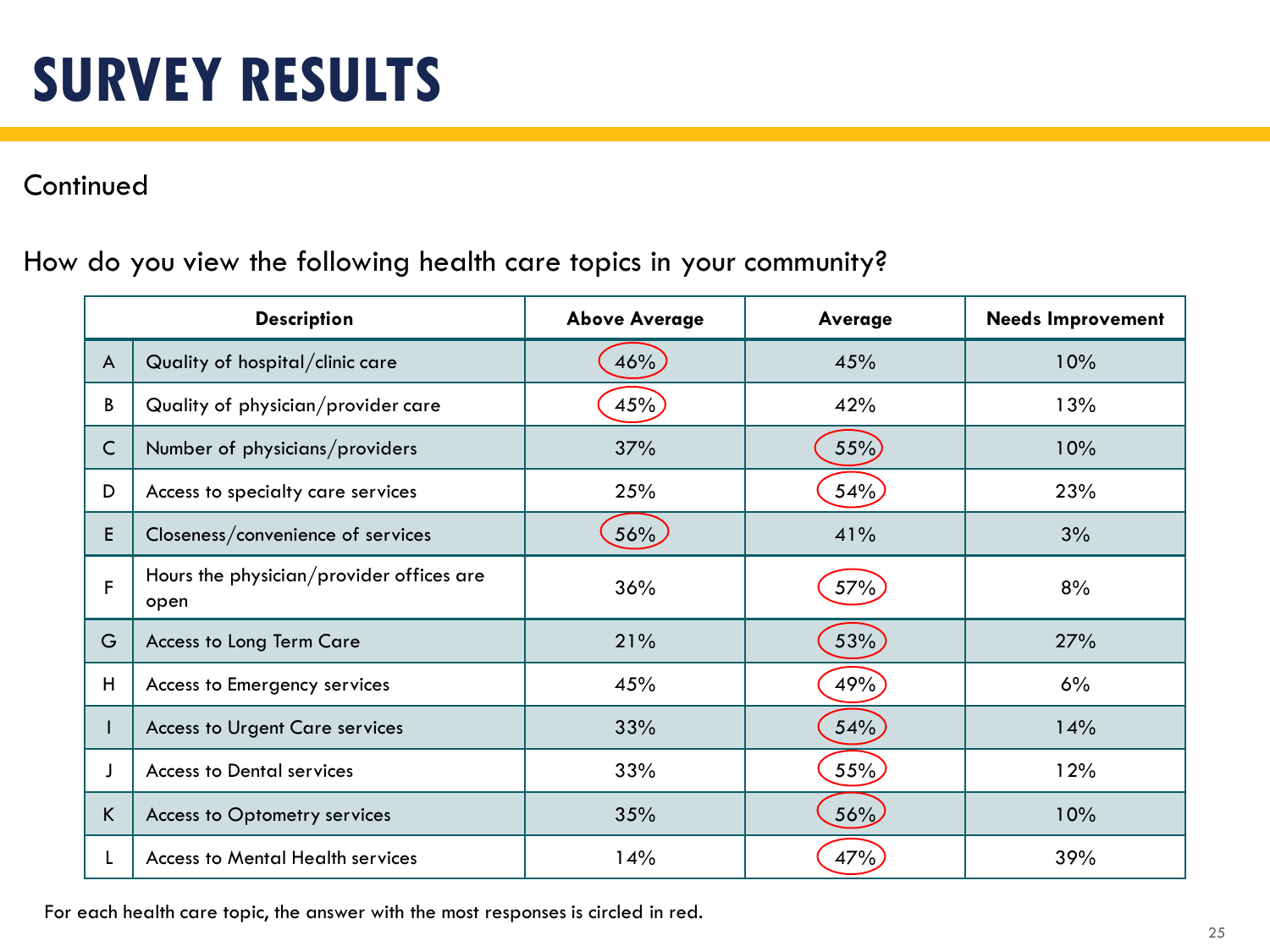# SURVEY RESULTS

Continued

How do you view the following health care topics in your community?

| | Description | Above Average | Average | Needs Improvement |
|---|---|---|---|---|
| A | Quality of hospital/clinic care | 46% | 45% | 10% |
| B | Quality of physician/provider care | 45% | 42% | 13% |
| C | Number of physicians/providers | 37% | 55% | 10% |
| D | Access to specialty care services | 25% | 54% | 23% |
| E | Closeness/convenience of services | 56% | 41% | 3% |
| F | Hours the physician/provider offices are open | 36% | 57% | 8% |
| G | Access to Long Term Care | 21% | 53% | 27% |
| H | Access to Emergency services | 45% | 49% | 6% |
| I | Access to Urgent Care services | 33% | 54% | 14% |
| J | Access to Dental services | 33% | 55% | 12% |
| K | Access to Optometry services | 35% | 56% | 10% |
| L | Access to Mental Health services | 14% | 47% | 39% |

For each health care topic, the answer with the most responses is circled in red.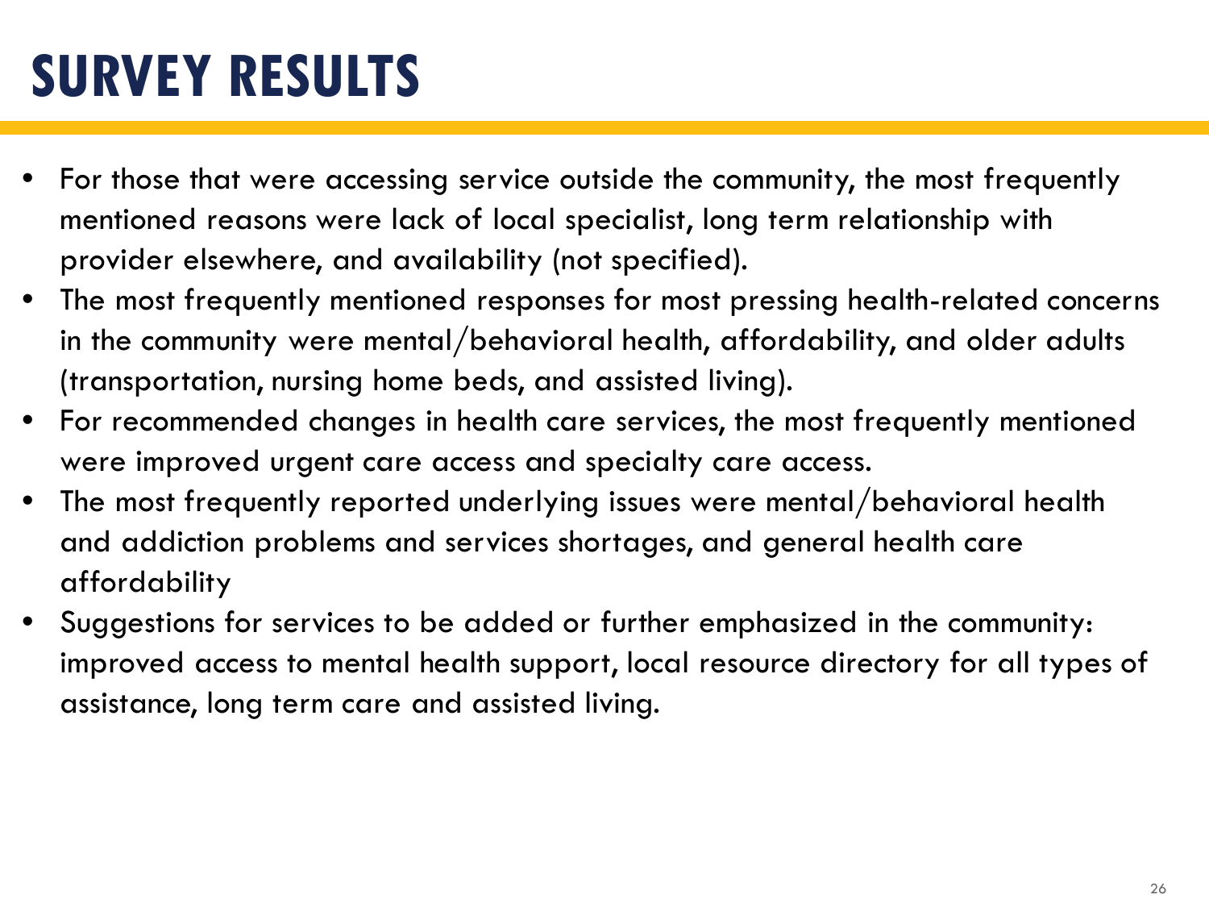# SURVEY RESULTS

- For those that were accessing service outside the community, the most frequently mentioned reasons were lack of local specialist, long term relationship with provider elsewhere, and availability (not specified).
- The most frequently mentioned responses for most pressing health-related concerns in the community were mental/behavioral health, affordability, and older adults (transportation, nursing home beds, and assisted living).
- For recommended changes in health care services, the most frequently mentioned were improved urgent care access and specialty care access.
- The most frequently reported underlying issues were mental/behavioral health and addiction problems and services shortages, and general health care affordability
- Suggestions for services to be added or further emphasized in the community: improved access to mental health support, local resource directory for all types of assistance, long term care and assisted living.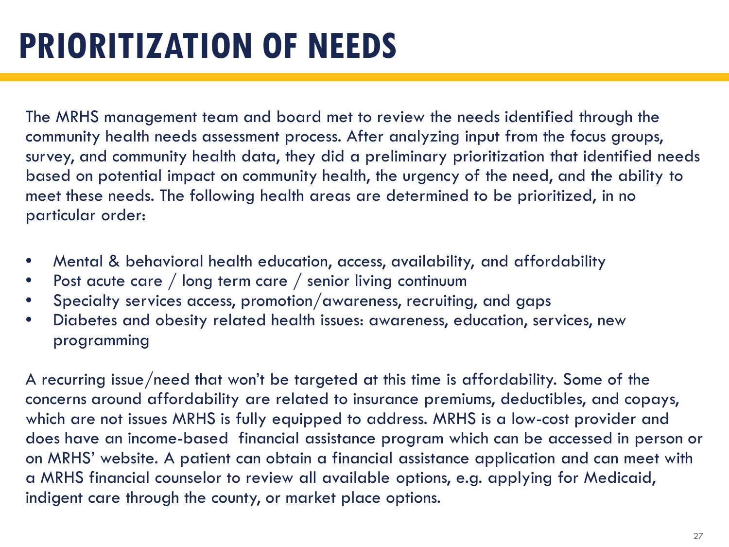# PRIORITIZATION OF NEEDS

The MRHS management team and board met to review the needs identified through the community health needs assessment process. After analyzing input from the focus groups, survey, and community health data, they did a preliminary prioritization that identified needs based on potential impact on community health, the urgency of the need, and the ability to meet these needs. The following health areas are determined to be prioritized, in no particular order:

- Mental & behavioral health education, access, availability, and affordability
- Post acute care / long term care / senior living continuum
- Specialty services access, promotion/awareness, recruiting, and gaps
- Diabetes and obesity related health issues: awareness, education, services, new programming

A recurring issue/need that won't be targeted at this time is affordability. Some of the concerns around affordability are related to insurance premiums, deductibles, and copays, which are not issues MRHS is fully equipped to address. MRHS is a low-cost provider and does have an income-based financial assistance program which can be accessed in person or on MRHS' website. A patient can obtain a financial assistance application and can meet with a MRHS financial counselor to review all available options, e.g. applying for Medicaid, indigent care through the county, or market place options.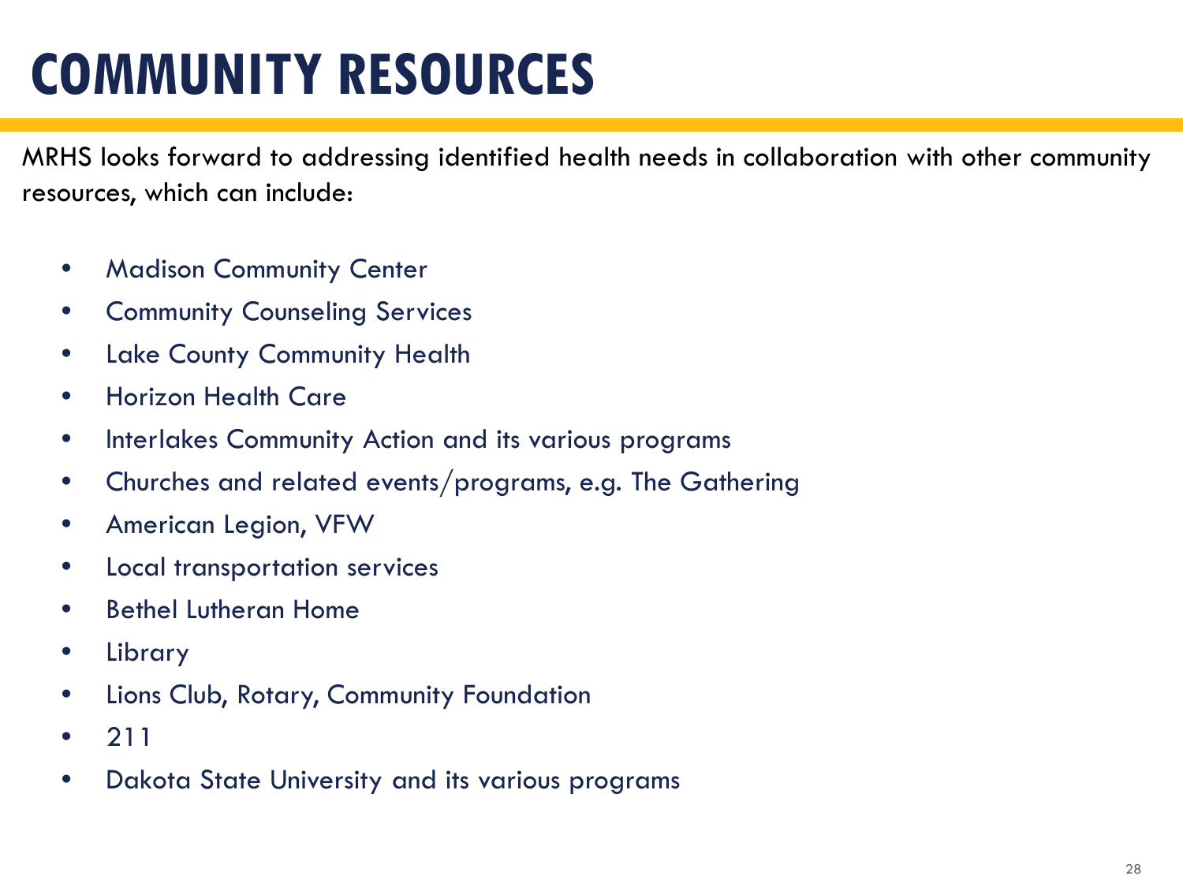# COMMUNITY RESOURCES

MRHS looks forward to addressing identified health needs in collaboration with other community resources, which can include:

- Madison Community Center
- Community Counseling Services
- Lake County Community Health
- Horizon Health Care
- Interlakes Community Action and its various programs
- Churches and related events/programs, e.g. The Gathering
- American Legion, VFW
- Local transportation services
- Bethel Lutheran Home
- Library
- Lions Club, Rotary, Community Foundation
- 211
- Dakota State University and its various programs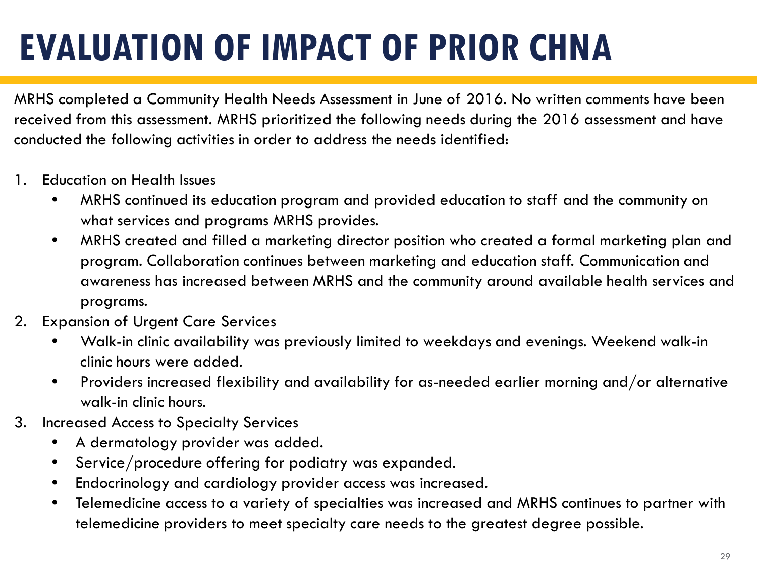# EVALUATION OF IMPACT OF PRIOR CHNA

MRHS completed a Community Health Needs Assessment in June of 2016. No written comments have been received from this assessment. MRHS prioritized the following needs during the 2016 assessment and have conducted the following activities in order to address the needs identified:

1. Education on Health Issues
   - MRHS continued its education program and provided education to staff and the community on what services and programs MRHS provides.
   - MRHS created and filled a marketing director position who created a formal marketing plan and program. Collaboration continues between marketing and education staff. Communication and awareness has increased between MRHS and the community around available health services and programs.
2. Expansion of Urgent Care Services
   - Walk-in clinic availability was previously limited to weekdays and evenings. Weekend walk-in clinic hours were added.
   - Providers increased flexibility and availability for as-needed earlier morning and/or alternative walk-in clinic hours.
3. Increased Access to Specialty Services
   - A dermatology provider was added.
   - Service/procedure offering for podiatry was expanded.
   - Endocrinology and cardiology provider access was increased.
   - Telemedicine access to a variety of specialties was increased and MRHS continues to partner with telemedicine providers to meet specialty care needs to the greatest degree possible.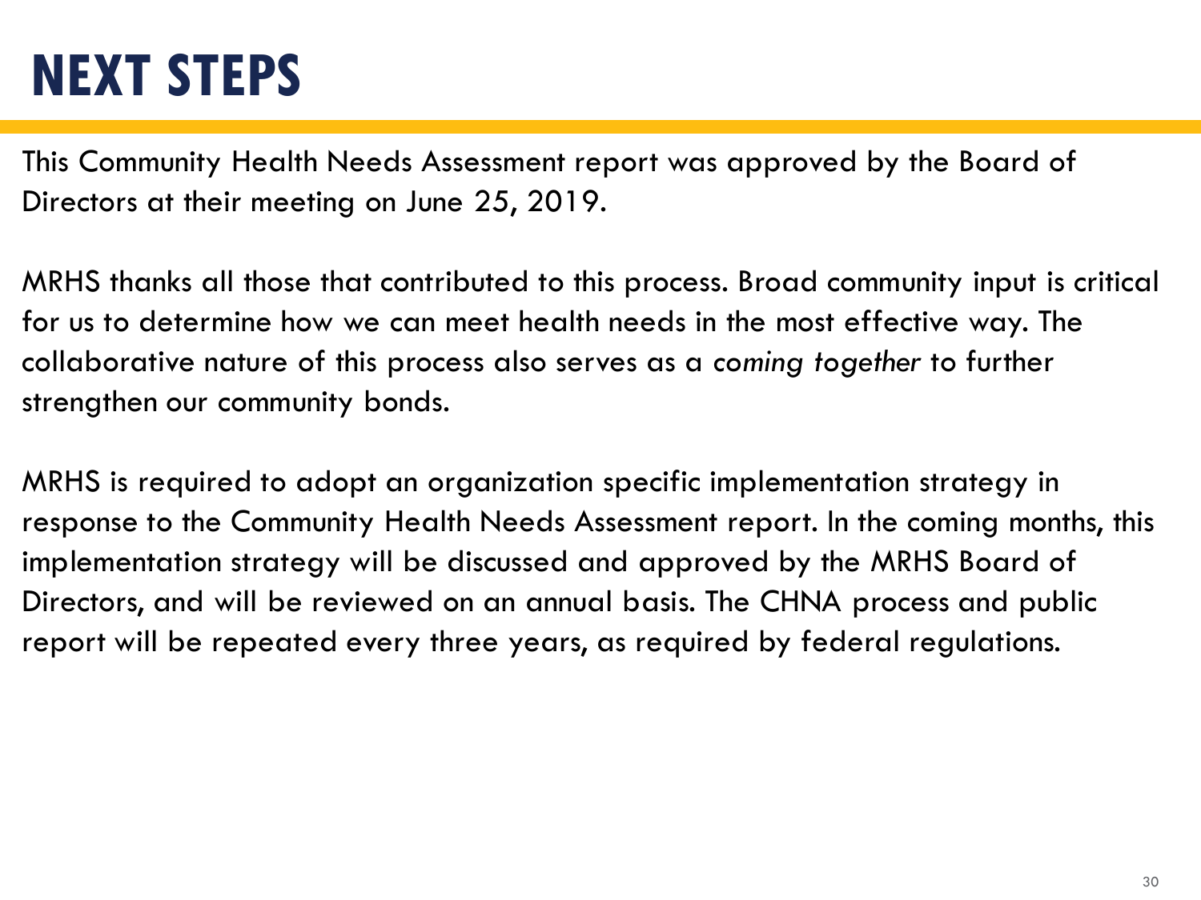# NEXT STEPS

This Community Health Needs Assessment report was approved by the Board of Directors at their meeting on June 25, 2019.

MRHS thanks all those that contributed to this process. Broad community input is critical for us to determine how we can meet health needs in the most effective way. The collaborative nature of this process also serves as a *coming together* to further strengthen our community bonds.

MRHS is required to adopt an organization specific implementation strategy in response to the Community Health Needs Assessment report. In the coming months, this implementation strategy will be discussed and approved by the MRHS Board of Directors, and will be reviewed on an annual basis. The CHNA process and public report will be repeated every three years, as required by federal regulations.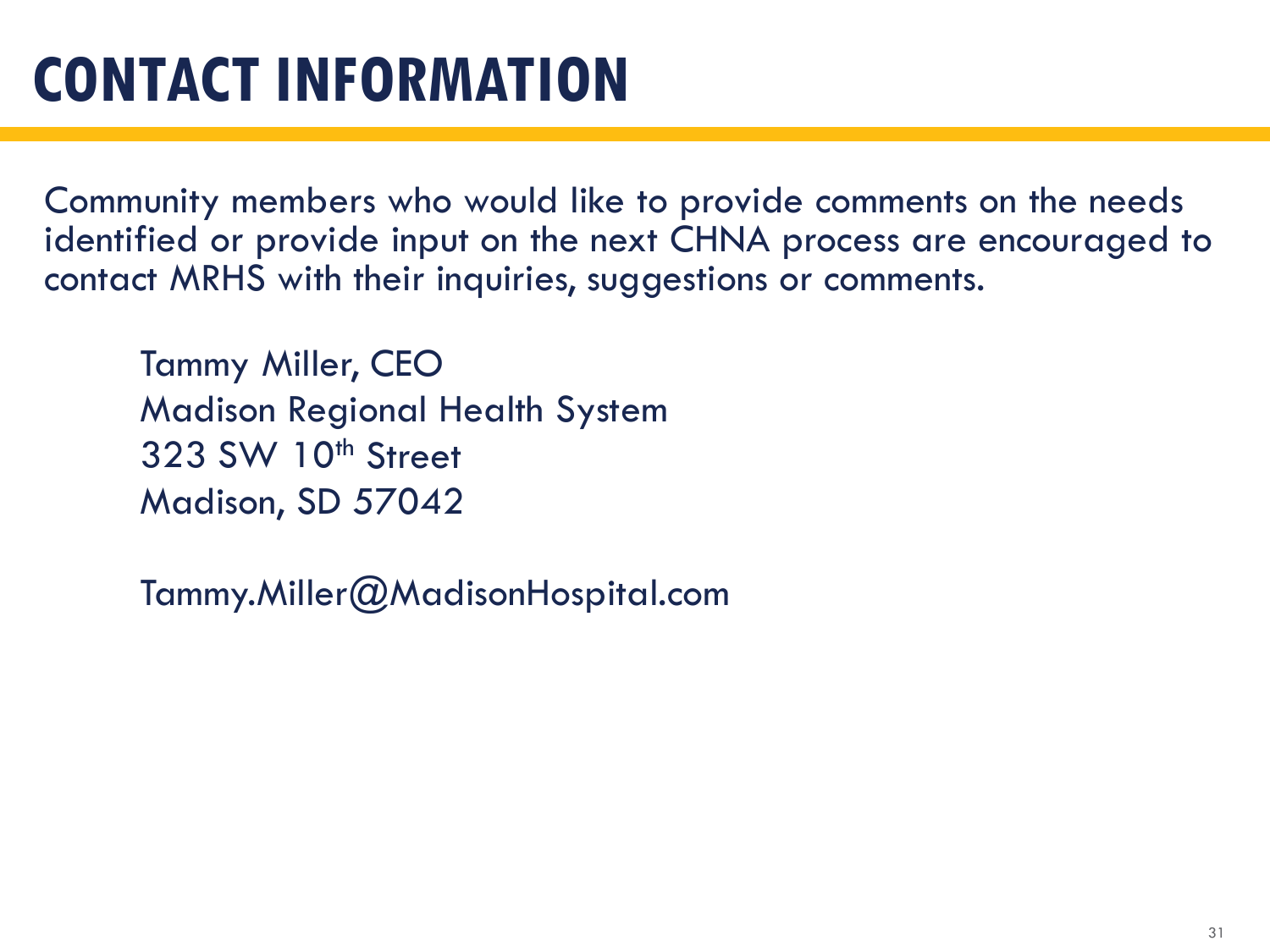# CONTACT INFORMATION

Community members who would like to provide comments on the needs identified or provide input on the next CHNA process are encouraged to contact MRHS with their inquiries, suggestions or comments.

Tammy Miller, CEO  
Madison Regional Health System  
323 SW 10th Street  
Madison, SD 57042

Tammy.Miller@MadisonHospital.com